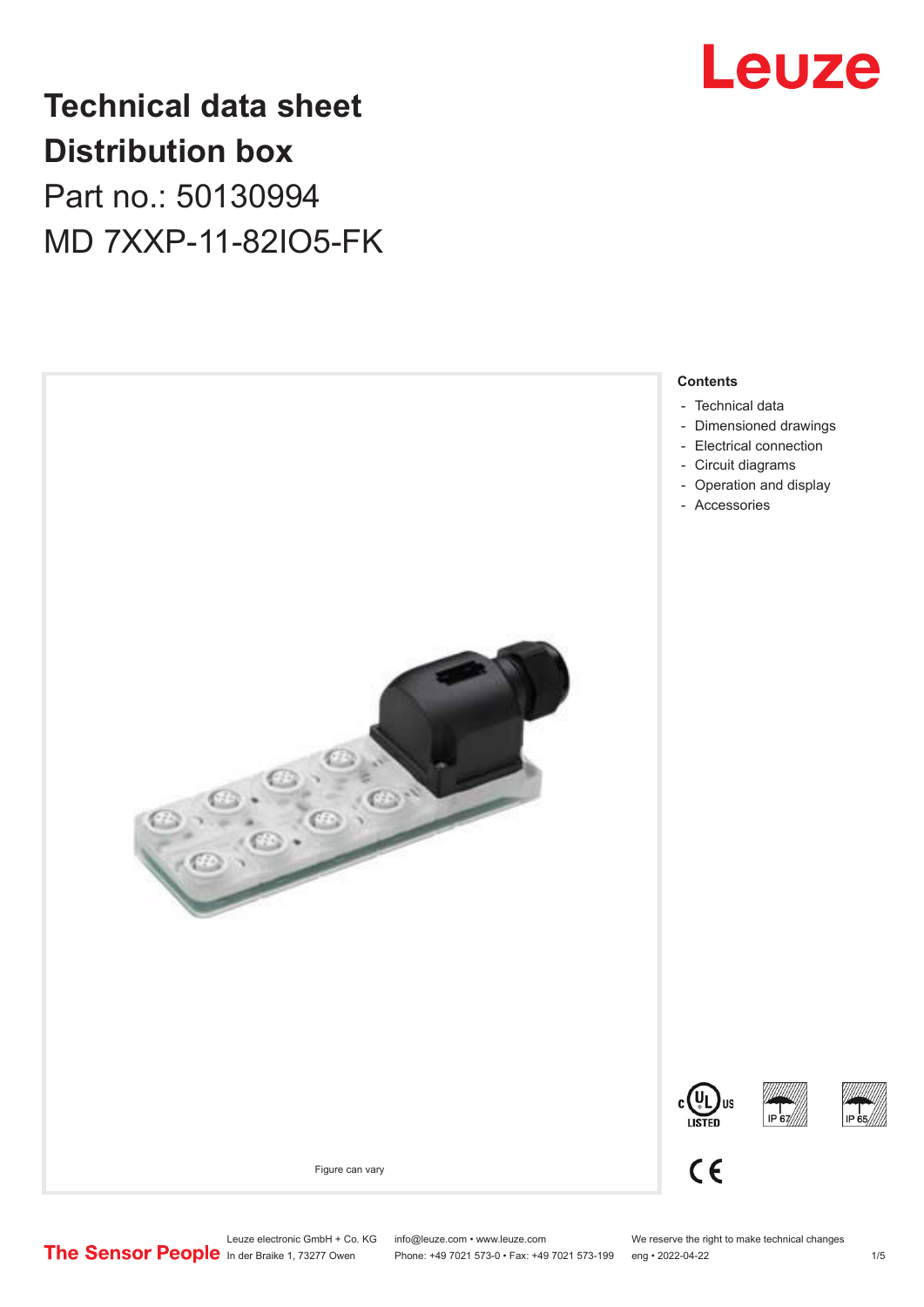# Technical data sheet
# Distribution box

Part no.: 50130994

MD 7XXP-11-82IO5-FK

Figure can vary

**Contents**

- Technical data
- Dimensioned drawings
- Electrical connection
- Circuit diagrams
- Operation and display
- Accessories

Leuze electronic GmbH + Co. KG
In der Braike 1, 73277 Owen

info@leuze.com • www.leuze.com
Phone: +49 7021 573-0 • Fax: +49 7021 573-199

We reserve the right to make technical changes
eng • 2022-04-22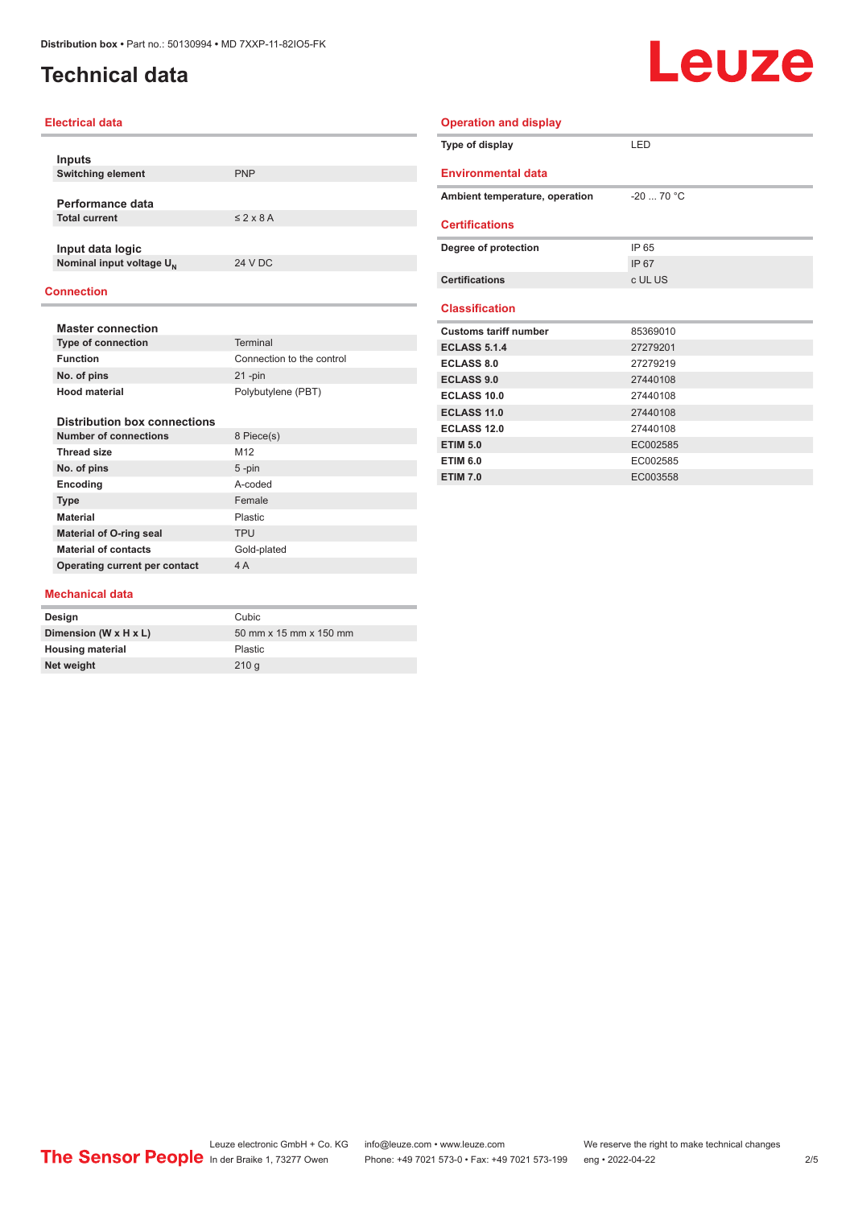# Technical data

## Electrical data

| **Inputs** | |
|---|---|
| **Switching element** | PNP |

| **Performance data** | |
|---|---|
| **Total current** | ≤ 2 x 8 A |

| **Input data logic** | |
|---|---|
| **Nominal input voltage $U_N$** | 24 V DC |

## Connection

| **Master connection** | |
|---|---|
| **Type of connection** | Terminal |
| **Function** | Connection to the control |
| **No. of pins** | 21 -pin |
| **Hood material** | Polybutylene (PBT) |

| **Distribution box connections** | |
|---|---|
| **Number of connections** | 8 Piece(s) |
| **Thread size** | M12 |
| **No. of pins** | 5 -pin |
| **Encoding** | A-coded |
| **Type** | Female |
| **Material** | Plastic |
| **Material of O-ring seal** | TPU |
| **Material of contacts** | Gold-plated |
| **Operating current per contact** | 4 A |

## Mechanical data

| | |
|---|---|
| **Design** | Cubic |
| **Dimension (W x H x L)** | 50 mm x 15 mm x 150 mm |
| **Housing material** | Plastic |
| **Net weight** | 210 g |

## Operation and display

| | |
|---|---|
| **Type of display** | LED |

## Environmental data

| | |
|---|---|
| **Ambient temperature, operation** | -20 ... 70 °C |

## Certifications

| | |
|---|---|
| **Degree of protection** | IP 65 |
| | IP 67 |
| **Certifications** | c UL US |

## Classification

| | |
|---|---|
| **Customs tariff number** | 85369010 |
| **ECLASS 5.1.4** | 27279201 |
| **ECLASS 8.0** | 27279219 |
| **ECLASS 9.0** | 27440108 |
| **ECLASS 10.0** | 27440108 |
| **ECLASS 11.0** | 27440108 |
| **ECLASS 12.0** | 27440108 |
| **ETIM 5.0** | EC002585 |
| **ETIM 6.0** | EC002585 |
| **ETIM 7.0** | EC003558 |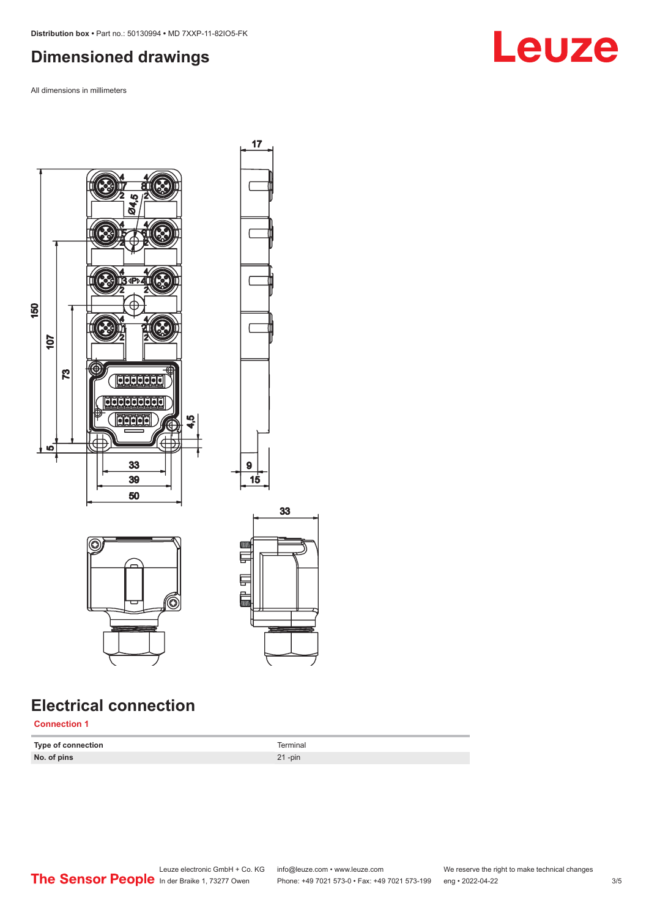## Dimensioned drawings

All dimensions in millimeters

## Electrical connection

**Connection 1**

| | |
|---|---|
| **Type of connection** | Terminal |
| **No. of pins** | 21 -pin |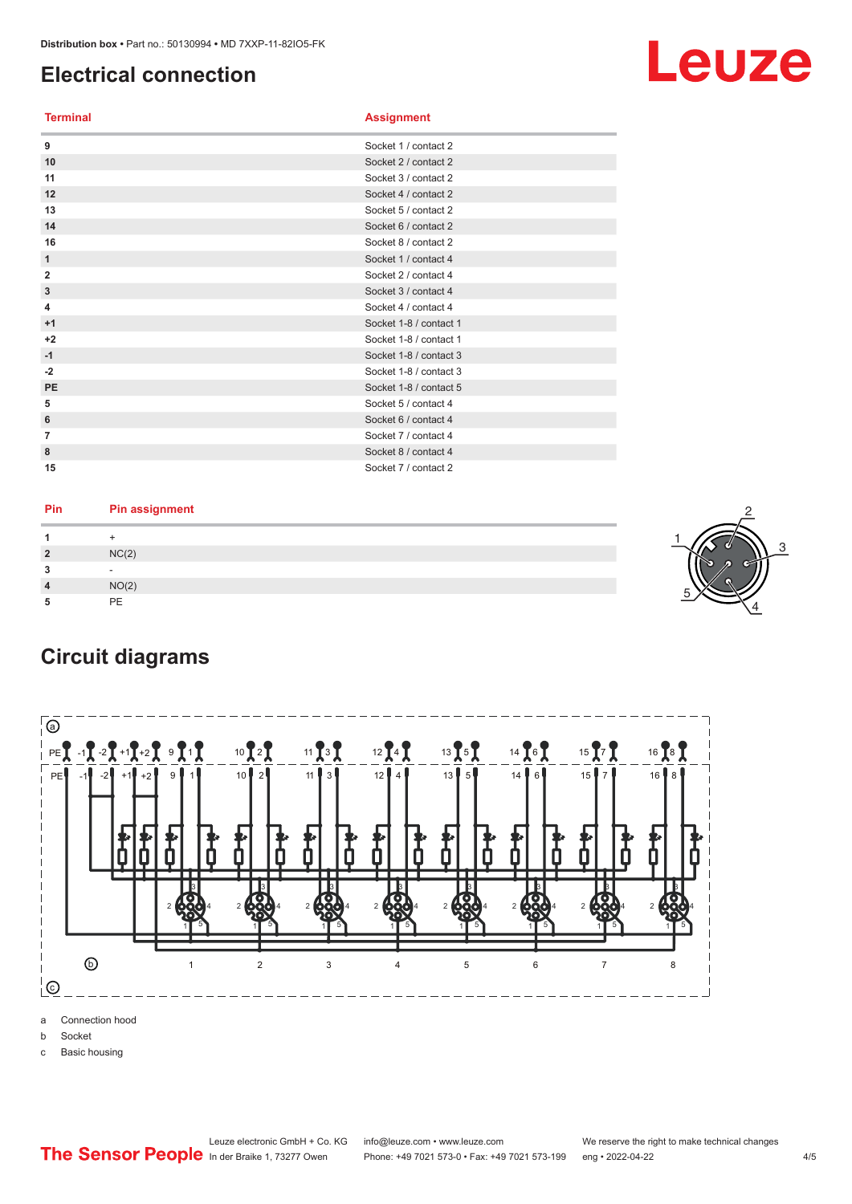# Electrical connection

| Terminal | Assignment |
|---|---|
| 9 | Socket 1 / contact 2 |
| 10 | Socket 2 / contact 2 |
| 11 | Socket 3 / contact 2 |
| 12 | Socket 4 / contact 2 |
| 13 | Socket 5 / contact 2 |
| 14 | Socket 6 / contact 2 |
| 16 | Socket 8 / contact 2 |
| 1 | Socket 1 / contact 4 |
| 2 | Socket 2 / contact 4 |
| 3 | Socket 3 / contact 4 |
| 4 | Socket 4 / contact 4 |
| +1 | Socket 1-8 / contact 1 |
| +2 | Socket 1-8 / contact 1 |
| -1 | Socket 1-8 / contact 3 |
| -2 | Socket 1-8 / contact 3 |
| PE | Socket 1-8 / contact 5 |
| 5 | Socket 5 / contact 4 |
| 6 | Socket 6 / contact 4 |
| 7 | Socket 7 / contact 4 |
| 8 | Socket 8 / contact 4 |
| 15 | Socket 7 / contact 2 |

| Pin | Pin assignment |
|---|---|
| 1 | + |
| 2 | NC(2) |
| 3 | - |
| 4 | NO(2) |
| 5 | PE |

# Circuit diagrams

a Connection hood

b Socket

c Basic housing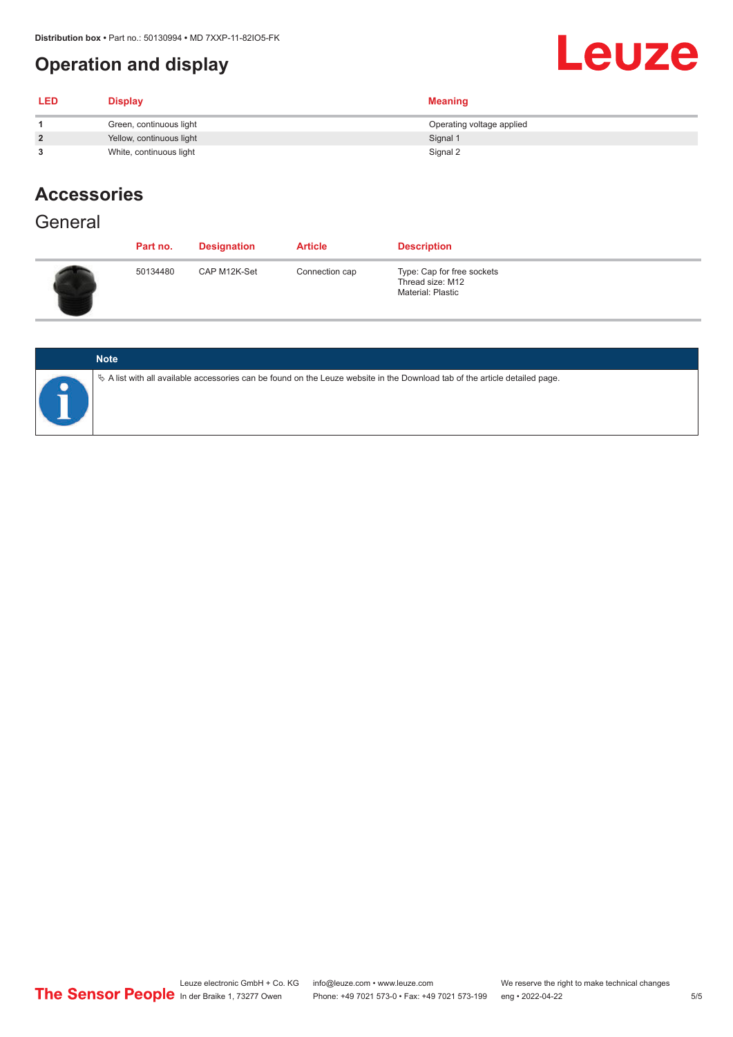## Operation and display

| LED | Display | Meaning |
|---|---|---|
| 1 | Green, continuous light | Operating voltage applied |
| 2 | Yellow, continuous light | Signal 1 |
| 3 | White, continuous light | Signal 2 |

## Accessories

### General

| | Part no. | Designation | Article | Description |
|---|---|---|---|---|
| | 50134480 | CAP M12K-Set | Connection cap | Type: Cap for free sockets<br>Thread size: M12<br>Material: Plastic |

**Note**

A list with all available accessories can be found on the Leuze website in the Download tab of the article detailed page.